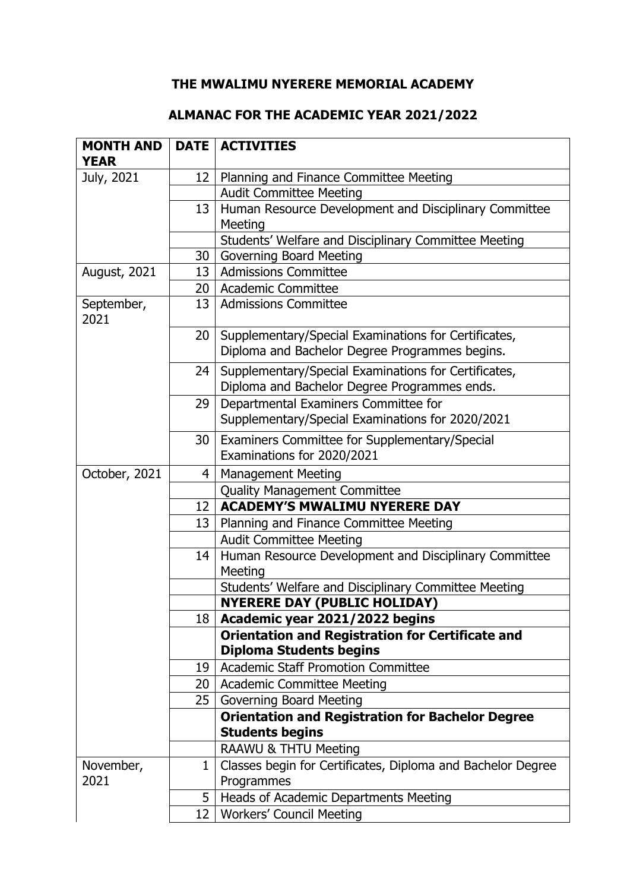# THE MWALIMU NYERERE MEMORIAL ACADEMY

## ALMANAC FOR THE ACADEMIC YEAR 2021/2022

| MONTH AND YEAR | DATE | ACTIVITIES |
|---|---|---|
| July, 2021 | 12 | Planning and Finance Committee Meeting |
| | | Audit Committee Meeting |
| | 13 | Human Resource Development and Disciplinary Committee Meeting |
| | | Students' Welfare and Disciplinary Committee Meeting |
| | 30 | Governing Board Meeting |
| August, 2021 | 13 | Admissions Committee |
| | 20 | Academic Committee |
| September, 2021 | 13 | Admissions Committee |
| | 20 | Supplementary/Special Examinations for Certificates, Diploma and Bachelor Degree Programmes begins. |
| | 24 | Supplementary/Special Examinations for Certificates, Diploma and Bachelor Degree Programmes ends. |
| | 29 | Departmental Examiners Committee for Supplementary/Special Examinations for 2020/2021 |
| | 30 | Examiners Committee for Supplementary/Special Examinations for 2020/2021 |
| October, 2021 | 4 | Management Meeting |
| | | Quality Management Committee |
| | 12 | **ACADEMY'S MWALIMU NYERERE DAY** |
| | 13 | Planning and Finance Committee Meeting |
| | | Audit Committee Meeting |
| | 14 | Human Resource Development and Disciplinary Committee Meeting |
| | | Students' Welfare and Disciplinary Committee Meeting |
| | | **NYERERE DAY (PUBLIC HOLIDAY)** |
| | 18 | **Academic year 2021/2022 begins** |
| | | **Orientation and Registration for Certificate and Diploma Students begins** |
| | 19 | Academic Staff Promotion Committee |
| | 20 | Academic Committee Meeting |
| | 25 | Governing Board Meeting |
| | | **Orientation and Registration for Bachelor Degree Students begins** |
| | | RAAWU & THTU Meeting |
| November, 2021 | 1 | Classes begin for Certificates, Diploma and Bachelor Degree Programmes |
| | 5 | Heads of Academic Departments Meeting |
| | 12 | Workers' Council Meeting |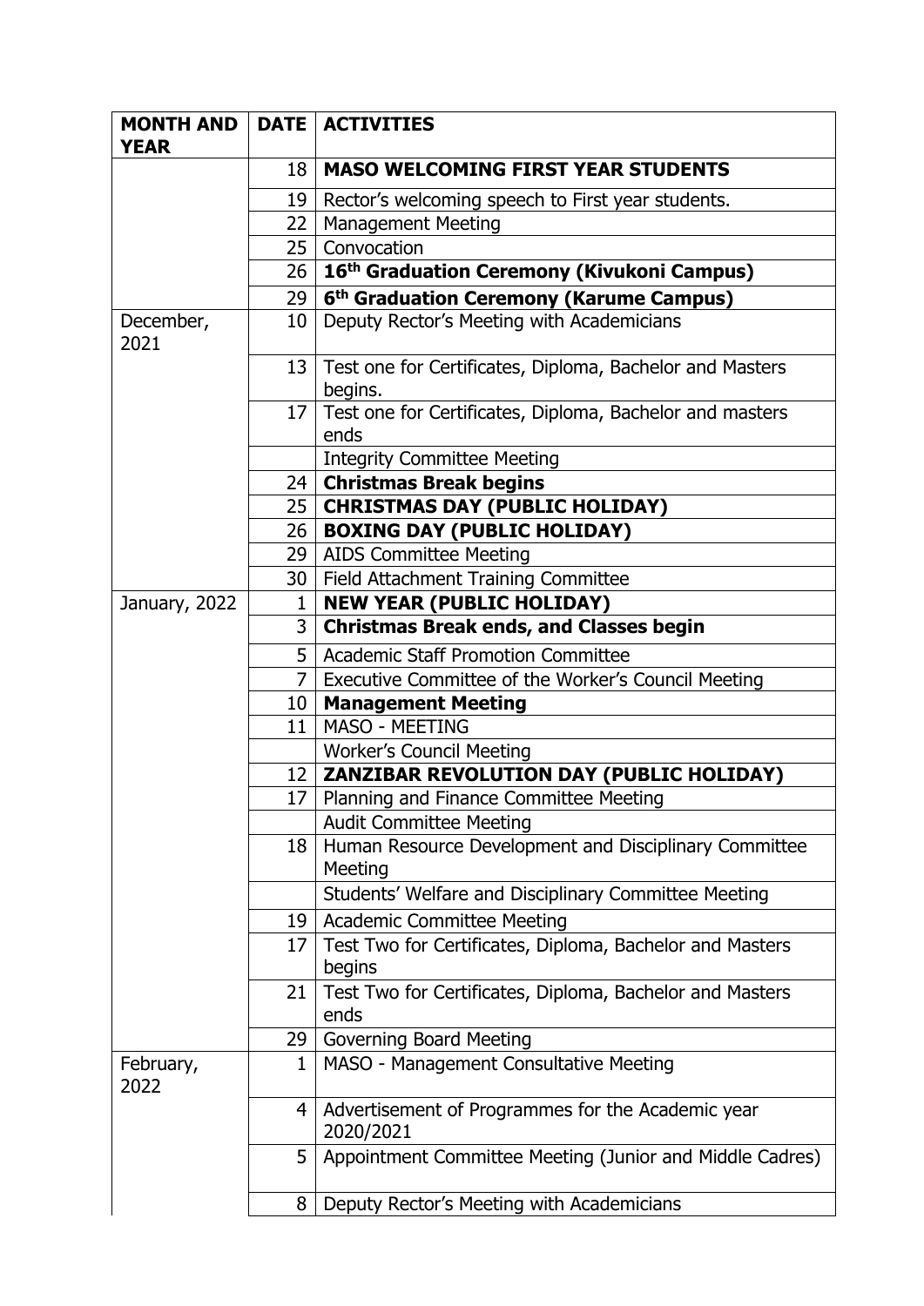| MONTH AND YEAR | DATE | ACTIVITIES |
|---|---|---|
| | 18 | **MASO WELCOMING FIRST YEAR STUDENTS** |
| | 19 | Rector's welcoming speech to First year students. |
| | 22 | Management Meeting |
| | 25 | Convocation |
| | 26 | **16th Graduation Ceremony (Kivukoni Campus)** |
| | 29 | **6th Graduation Ceremony (Karume Campus)** |
| December, 2021 | 10 | Deputy Rector's Meeting with Academicians |
| | 13 | Test one for Certificates, Diploma, Bachelor and Masters begins. |
| | 17 | Test one for Certificates, Diploma, Bachelor and masters ends |
| | | Integrity Committee Meeting |
| | 24 | **Christmas Break begins** |
| | 25 | **CHRISTMAS DAY (PUBLIC HOLIDAY)** |
| | 26 | **BOXING DAY (PUBLIC HOLIDAY)** |
| | 29 | AIDS Committee Meeting |
| | 30 | Field Attachment Training Committee |
| January, 2022 | 1 | **NEW YEAR (PUBLIC HOLIDAY)** |
| | 3 | **Christmas Break ends, and Classes begin** |
| | 5 | Academic Staff Promotion Committee |
| | 7 | Executive Committee of the Worker's Council Meeting |
| | 10 | **Management Meeting** |
| | 11 | MASO - MEETING |
| | | Worker's Council Meeting |
| | 12 | **ZANZIBAR REVOLUTION DAY (PUBLIC HOLIDAY)** |
| | 17 | Planning and Finance Committee Meeting |
| | | Audit Committee Meeting |
| | 18 | Human Resource Development and Disciplinary Committee Meeting |
| | | Students' Welfare and Disciplinary Committee Meeting |
| | 19 | Academic Committee Meeting |
| | 17 | Test Two for Certificates, Diploma, Bachelor and Masters begins |
| | 21 | Test Two for Certificates, Diploma, Bachelor and Masters ends |
| | 29 | Governing Board Meeting |
| February, 2022 | 1 | MASO - Management Consultative Meeting |
| | 4 | Advertisement of Programmes for the Academic year 2020/2021 |
| | 5 | Appointment Committee Meeting (Junior and Middle Cadres) |
| | 8 | Deputy Rector's Meeting with Academicians |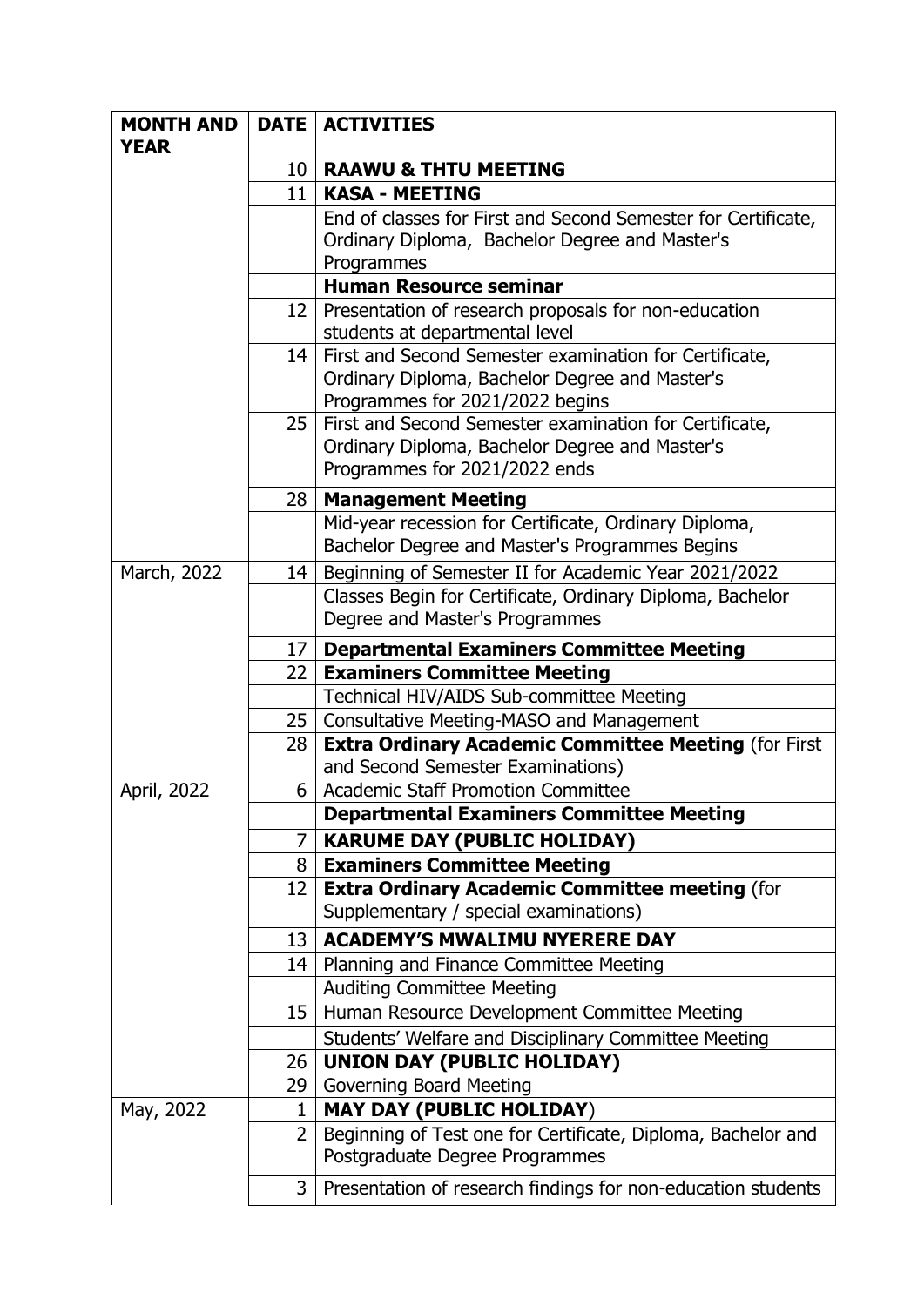| MONTH AND YEAR | DATE | ACTIVITIES |
|---|---|---|
| | 10 | **RAAWU & THTU MEETING** |
| | 11 | **KASA - MEETING** |
| | | End of classes for First and Second Semester for Certificate, Ordinary Diploma, Bachelor Degree and Master's Programmes |
| | | **Human Resource seminar** |
| | 12 | Presentation of research proposals for non-education students at departmental level |
| | 14 | First and Second Semester examination for Certificate, Ordinary Diploma, Bachelor Degree and Master's Programmes for 2021/2022 begins |
| | 25 | First and Second Semester examination for Certificate, Ordinary Diploma, Bachelor Degree and Master's Programmes for 2021/2022 ends |
| | 28 | **Management Meeting** |
| | | Mid-year recession for Certificate, Ordinary Diploma, Bachelor Degree and Master's Programmes Begins |
| March, 2022 | 14 | Beginning of Semester II for Academic Year 2021/2022 |
| | | Classes Begin for Certificate, Ordinary Diploma, Bachelor Degree and Master's Programmes |
| | 17 | **Departmental Examiners Committee Meeting** |
| | 22 | **Examiners Committee Meeting** |
| | | Technical HIV/AIDS Sub-committee Meeting |
| | 25 | Consultative Meeting-MASO and Management |
| | 28 | **Extra Ordinary Academic Committee Meeting** (for First and Second Semester Examinations) |
| April, 2022 | 6 | Academic Staff Promotion Committee |
| | | **Departmental Examiners Committee Meeting** |
| | 7 | **KARUME DAY (PUBLIC HOLIDAY)** |
| | 8 | **Examiners Committee Meeting** |
| | 12 | **Extra Ordinary Academic Committee meeting** (for Supplementary / special examinations) |
| | 13 | **ACADEMY'S MWALIMU NYERERE DAY** |
| | 14 | Planning and Finance Committee Meeting |
| | | Auditing Committee Meeting |
| | 15 | Human Resource Development Committee Meeting |
| | | Students' Welfare and Disciplinary Committee Meeting |
| | 26 | **UNION DAY (PUBLIC HOLIDAY)** |
| | 29 | Governing Board Meeting |
| May, 2022 | 1 | **MAY DAY (PUBLIC HOLIDAY)** |
| | 2 | Beginning of Test one for Certificate, Diploma, Bachelor and Postgraduate Degree Programmes |
| | 3 | Presentation of research findings for non-education students |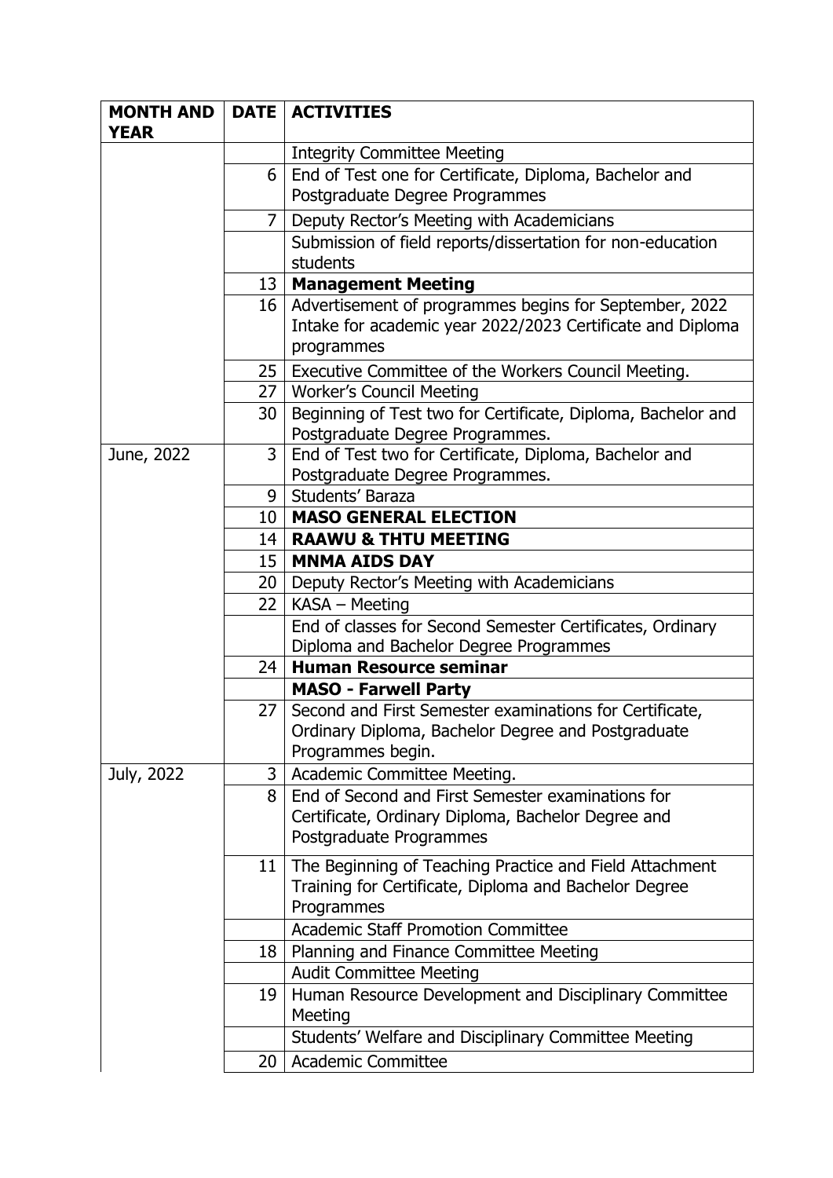| **MONTH AND YEAR** | **DATE** | **ACTIVITIES** |
|---|---|---|
| | | Integrity Committee Meeting |
| | 6 | End of Test one for Certificate, Diploma, Bachelor and Postgraduate Degree Programmes |
| | 7 | Deputy Rector's Meeting with Academicians |
| | | Submission of field reports/dissertation for non-education students |
| | 13 | **Management Meeting** |
| | 16 | Advertisement of programmes begins for September, 2022 Intake for academic year 2022/2023 Certificate and Diploma programmes |
| | 25 | Executive Committee of the Workers Council Meeting. |
| | 27 | Worker's Council Meeting |
| | 30 | Beginning of Test two for Certificate, Diploma, Bachelor and Postgraduate Degree Programmes. |
| June, 2022 | 3 | End of Test two for Certificate, Diploma, Bachelor and Postgraduate Degree Programmes. |
| | 9 | Students' Baraza |
| | 10 | **MASO GENERAL ELECTION** |
| | 14 | **RAAWU & THTU MEETING** |
| | 15 | **MNMA AIDS DAY** |
| | 20 | Deputy Rector's Meeting with Academicians |
| | 22 | KASA – Meeting |
| | | End of classes for Second Semester Certificates, Ordinary Diploma and Bachelor Degree Programmes |
| | 24 | **Human Resource seminar** |
| | | **MASO - Farwell Party** |
| | 27 | Second and First Semester examinations for Certificate, Ordinary Diploma, Bachelor Degree and Postgraduate Programmes begin. |
| July, 2022 | 3 | Academic Committee Meeting. |
| | 8 | End of Second and First Semester examinations for Certificate, Ordinary Diploma, Bachelor Degree and Postgraduate Programmes |
| | 11 | The Beginning of Teaching Practice and Field Attachment Training for Certificate, Diploma and Bachelor Degree Programmes |
| | | Academic Staff Promotion Committee |
| | 18 | Planning and Finance Committee Meeting |
| | | Audit Committee Meeting |
| | 19 | Human Resource Development and Disciplinary Committee Meeting |
| | | Students' Welfare and Disciplinary Committee Meeting |
| | 20 | Academic Committee |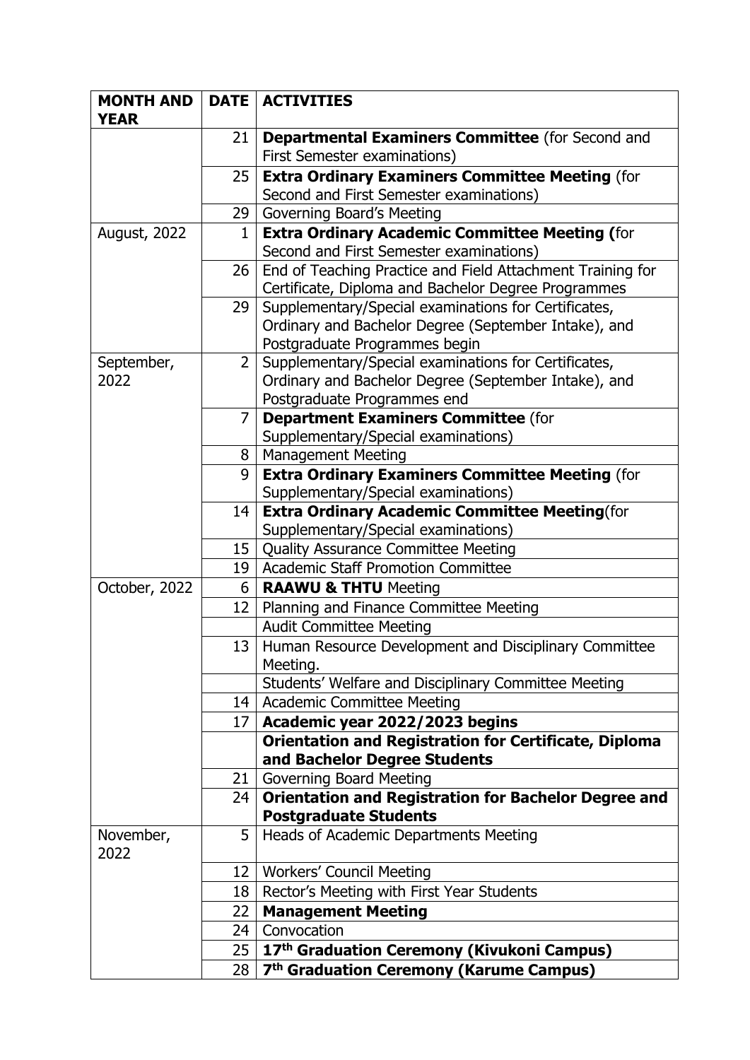| MONTH AND YEAR | DATE | ACTIVITIES |
| --- | --- | --- |
| | 21 | **Departmental Examiners Committee** (for Second and First Semester examinations) |
| | 25 | **Extra Ordinary Examiners Committee Meeting** (for Second and First Semester examinations) |
| | 29 | Governing Board's Meeting |
| August, 2022 | 1 | **Extra Ordinary Academic Committee Meeting (**for Second and First Semester examinations) |
| | 26 | End of Teaching Practice and Field Attachment Training for Certificate, Diploma and Bachelor Degree Programmes |
| | 29 | Supplementary/Special examinations for Certificates, Ordinary and Bachelor Degree (September Intake), and Postgraduate Programmes begin |
| September, 2022 | 2 | Supplementary/Special examinations for Certificates, Ordinary and Bachelor Degree (September Intake), and Postgraduate Programmes end |
| | 7 | **Department Examiners Committee** (for Supplementary/Special examinations) |
| | 8 | Management Meeting |
| | 9 | **Extra Ordinary Examiners Committee Meeting** (for Supplementary/Special examinations) |
| | 14 | **Extra Ordinary Academic Committee Meeting**(for Supplementary/Special examinations) |
| | 15 | Quality Assurance Committee Meeting |
| | 19 | Academic Staff Promotion Committee |
| October, 2022 | 6 | **RAAWU & THTU** Meeting |
| | 12 | Planning and Finance Committee Meeting |
| | | Audit Committee Meeting |
| | 13 | Human Resource Development and Disciplinary Committee Meeting. |
| | | Students' Welfare and Disciplinary Committee Meeting |
| | 14 | Academic Committee Meeting |
| | 17 | **Academic year 2022/2023 begins** |
| | | **Orientation and Registration for Certificate, Diploma and Bachelor Degree Students** |
| | 21 | Governing Board Meeting |
| | 24 | **Orientation and Registration for Bachelor Degree and Postgraduate Students** |
| November, 2022 | 5 | Heads of Academic Departments Meeting |
| | 12 | Workers' Council Meeting |
| | 18 | Rector's Meeting with First Year Students |
| | 22 | **Management Meeting** |
| | 24 | Convocation |
| | 25 | **17th Graduation Ceremony (Kivukoni Campus)** |
| | 28 | **7th Graduation Ceremony (Karume Campus)** |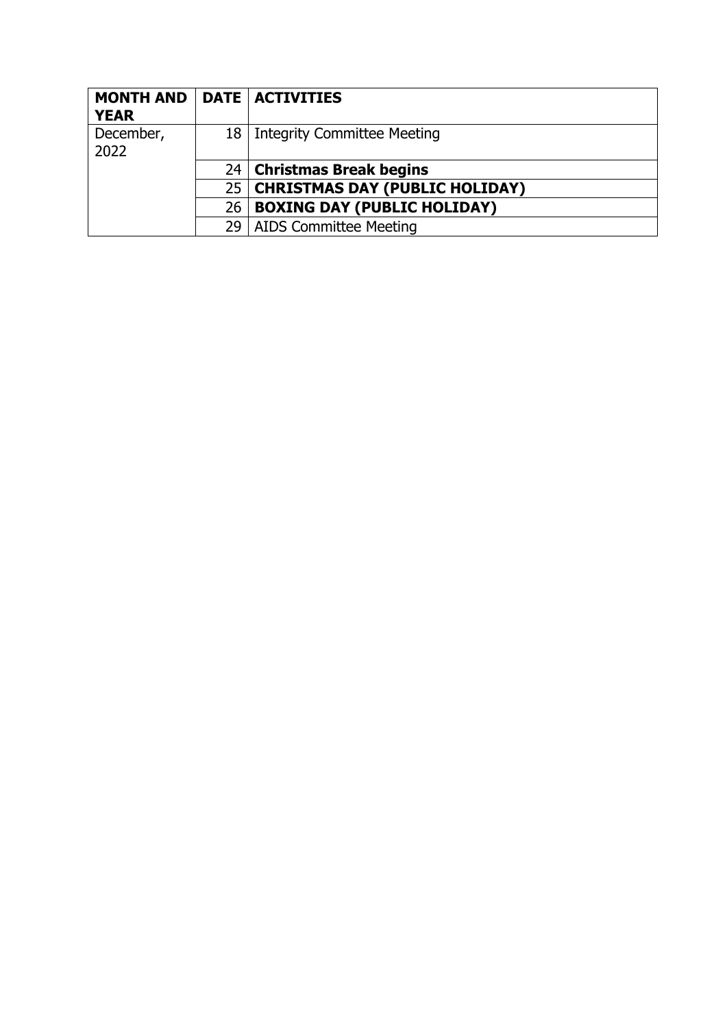| MONTH AND YEAR | DATE | ACTIVITIES |
|---|---|---|
| December, 2022 | 18 | Integrity Committee Meeting |
| | 24 | **Christmas Break begins** |
| | 25 | **CHRISTMAS DAY (PUBLIC HOLIDAY)** |
| | 26 | **BOXING DAY (PUBLIC HOLIDAY)** |
| | 29 | AIDS Committee Meeting |